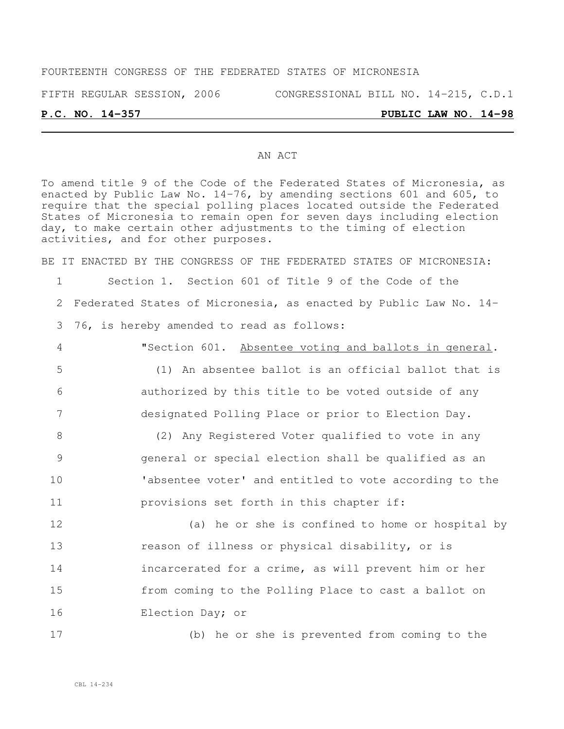FOURTEENTH CONGRESS OF THE FEDERATED STATES OF MICRONESIA

FIFTH REGULAR SESSION, 2006 CONGRESSIONAL BILL NO. 14-215, C.D.1

**P.C. NO. 14-357** **PUBLIC LAW NO. 14-98**

AN ACT

To amend title 9 of the Code of the Federated States of Micronesia, as enacted by Public Law No. 14-76, by amending sections 601 and 605, to require that the special polling places located outside the Federated States of Micronesia to remain open for seven days including election day, to make certain other adjustments to the timing of election activities, and for other purposes.

BE IT ENACTED BY THE CONGRESS OF THE FEDERATED STATES OF MICRONESIA:

1 Section 1. Section 601 of Title 9 of the Code of the
2 Federated States of Micronesia, as enacted by Public Law No. 14-
3 76, is hereby amended to read as follows:

4 "Section 601. Absentee voting and ballots in general.
5 (1) An absentee ballot is an official ballot that is
6 authorized by this title to be voted outside of any
7 designated Polling Place or prior to Election Day.
8 (2) Any Registered Voter qualified to vote in any
9 general or special election shall be qualified as an
10 'absentee voter' and entitled to vote according to the
11 provisions set forth in this chapter if:
12 (a) he or she is confined to home or hospital by
13 reason of illness or physical disability, or is
14 incarcerated for a crime, as will prevent him or her
15 from coming to the Polling Place to cast a ballot on
16 Election Day; or
17 (b) he or she is prevented from coming to the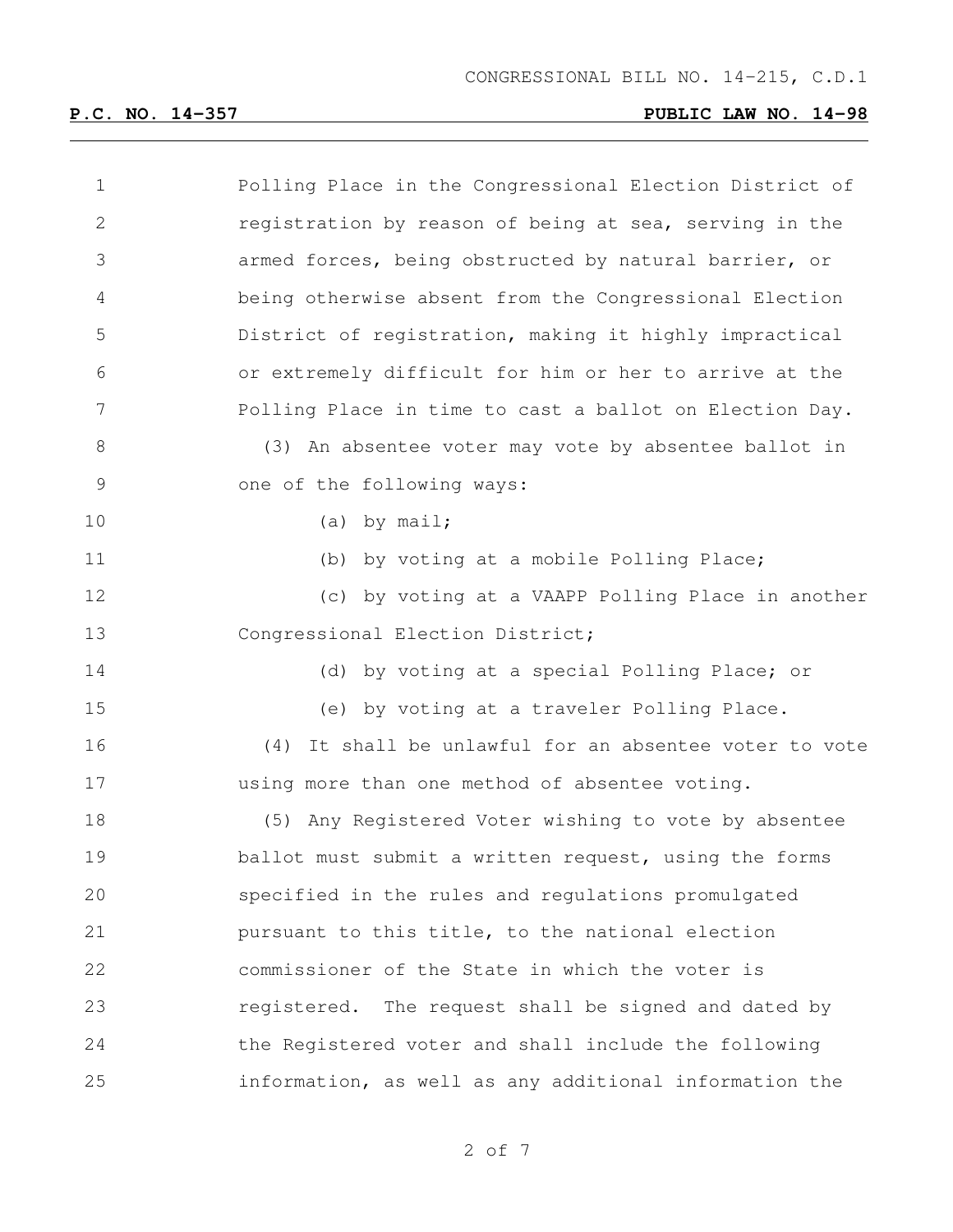Polling Place in the Congressional Election District of registration by reason of being at sea, serving in the armed forces, being obstructed by natural barrier, or being otherwise absent from the Congressional Election District of registration, making it highly impractical or extremely difficult for him or her to arrive at the Polling Place in time to cast a ballot on Election Day.

(3) An absentee voter may vote by absentee ballot in one of the following ways:

(a) by mail;

(b) by voting at a mobile Polling Place;

(c) by voting at a VAAPP Polling Place in another Congressional Election District;

(d) by voting at a special Polling Place; or

(e) by voting at a traveler Polling Place.

(4) It shall be unlawful for an absentee voter to vote using more than one method of absentee voting.

(5) Any Registered Voter wishing to vote by absentee ballot must submit a written request, using the forms specified in the rules and regulations promulgated pursuant to this title, to the national election commissioner of the State in which the voter is registered. The request shall be signed and dated by the Registered voter and shall include the following information, as well as any additional information the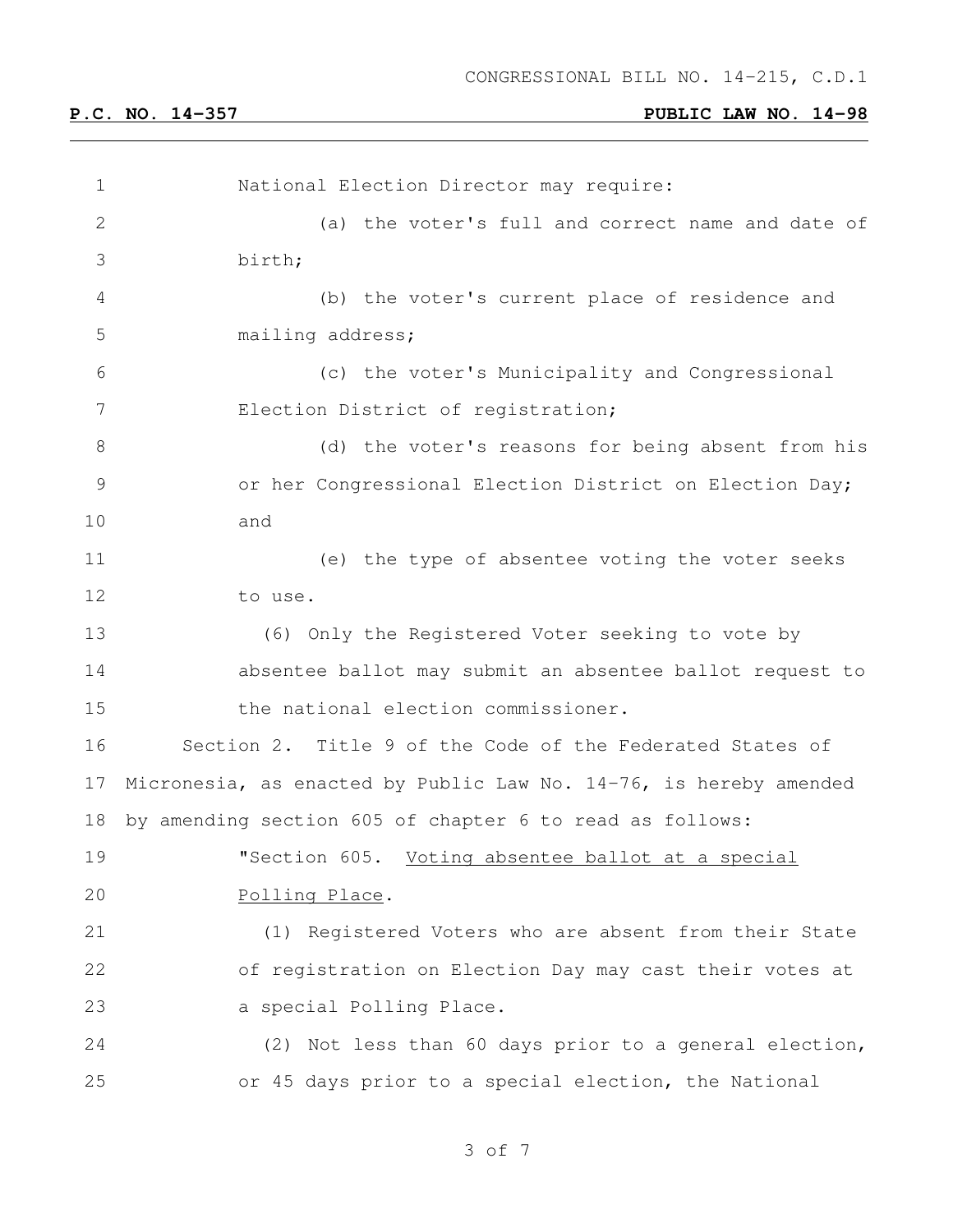National Election Director may require:

(a) the voter's full and correct name and date of birth;

(b) the voter's current place of residence and mailing address;

(c) the voter's Municipality and Congressional Election District of registration;

(d) the voter's reasons for being absent from his or her Congressional Election District on Election Day; and

(e) the type of absentee voting the voter seeks to use.

(6) Only the Registered Voter seeking to vote by absentee ballot may submit an absentee ballot request to the national election commissioner.

Section 2. Title 9 of the Code of the Federated States of Micronesia, as enacted by Public Law No. 14-76, is hereby amended by amending section 605 of chapter 6 to read as follows:

"Section 605. Voting absentee ballot at a special Polling Place.

(1) Registered Voters who are absent from their State of registration on Election Day may cast their votes at a special Polling Place.

(2) Not less than 60 days prior to a general election, or 45 days prior to a special election, the National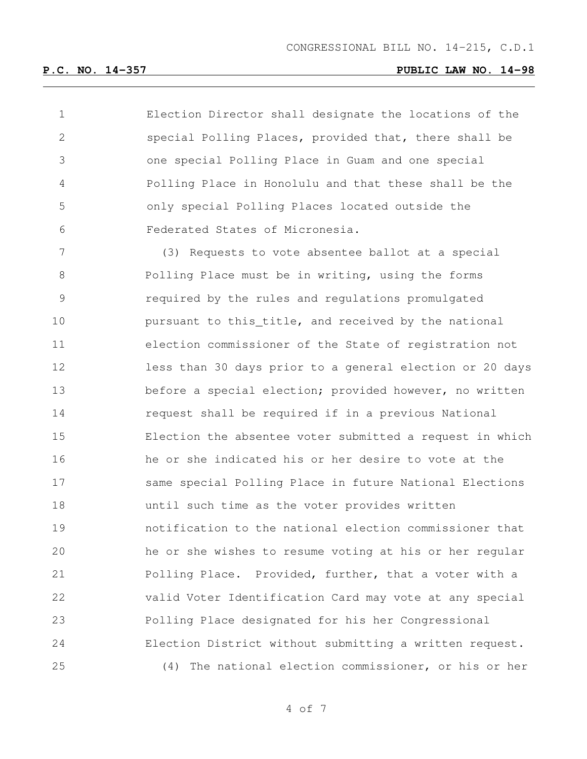Election Director shall designate the locations of the special Polling Places, provided that, there shall be one special Polling Place in Guam and one special Polling Place in Honolulu and that these shall be the only special Polling Places located outside the Federated States of Micronesia.

(3) Requests to vote absentee ballot at a special Polling Place must be in writing, using the forms required by the rules and regulations promulgated pursuant to this_title, and received by the national election commissioner of the State of registration not less than 30 days prior to a general election or 20 days before a special election; provided however, no written request shall be required if in a previous National Election the absentee voter submitted a request in which he or she indicated his or her desire to vote at the same special Polling Place in future National Elections until such time as the voter provides written notification to the national election commissioner that he or she wishes to resume voting at his or her regular Polling Place. Provided, further, that a voter with a valid Voter Identification Card may vote at any special Polling Place designated for his her Congressional Election District without submitting a written request.

(4) The national election commissioner, or his or her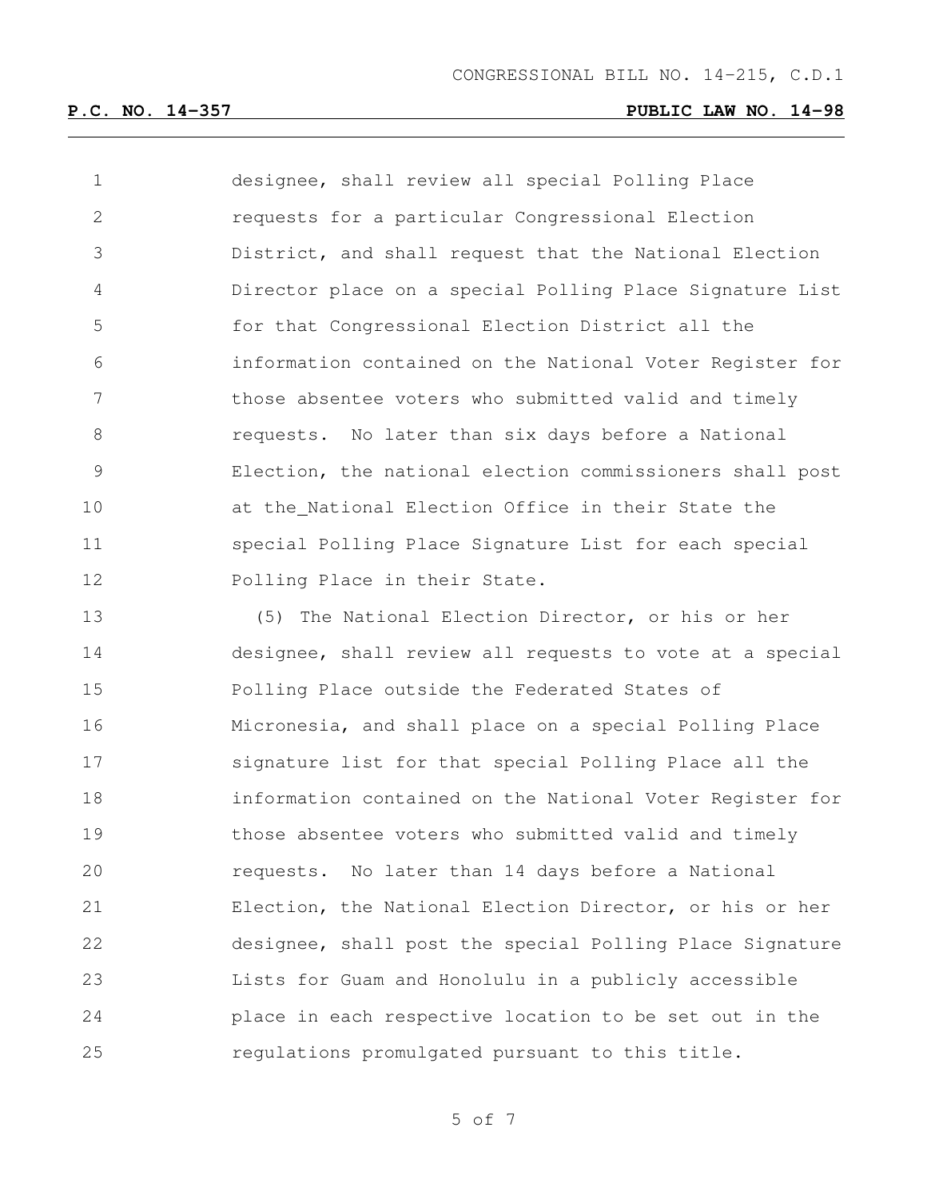designee, shall review all special Polling Place requests for a particular Congressional Election District, and shall request that the National Election Director place on a special Polling Place Signature List for that Congressional Election District all the information contained on the National Voter Register for those absentee voters who submitted valid and timely requests. No later than six days before a National Election, the national election commissioners shall post at the National Election Office in their State the special Polling Place Signature List for each special Polling Place in their State.

(5) The National Election Director, or his or her designee, shall review all requests to vote at a special Polling Place outside the Federated States of Micronesia, and shall place on a special Polling Place signature list for that special Polling Place all the information contained on the National Voter Register for those absentee voters who submitted valid and timely requests. No later than 14 days before a National Election, the National Election Director, or his or her designee, shall post the special Polling Place Signature Lists for Guam and Honolulu in a publicly accessible place in each respective location to be set out in the regulations promulgated pursuant to this title.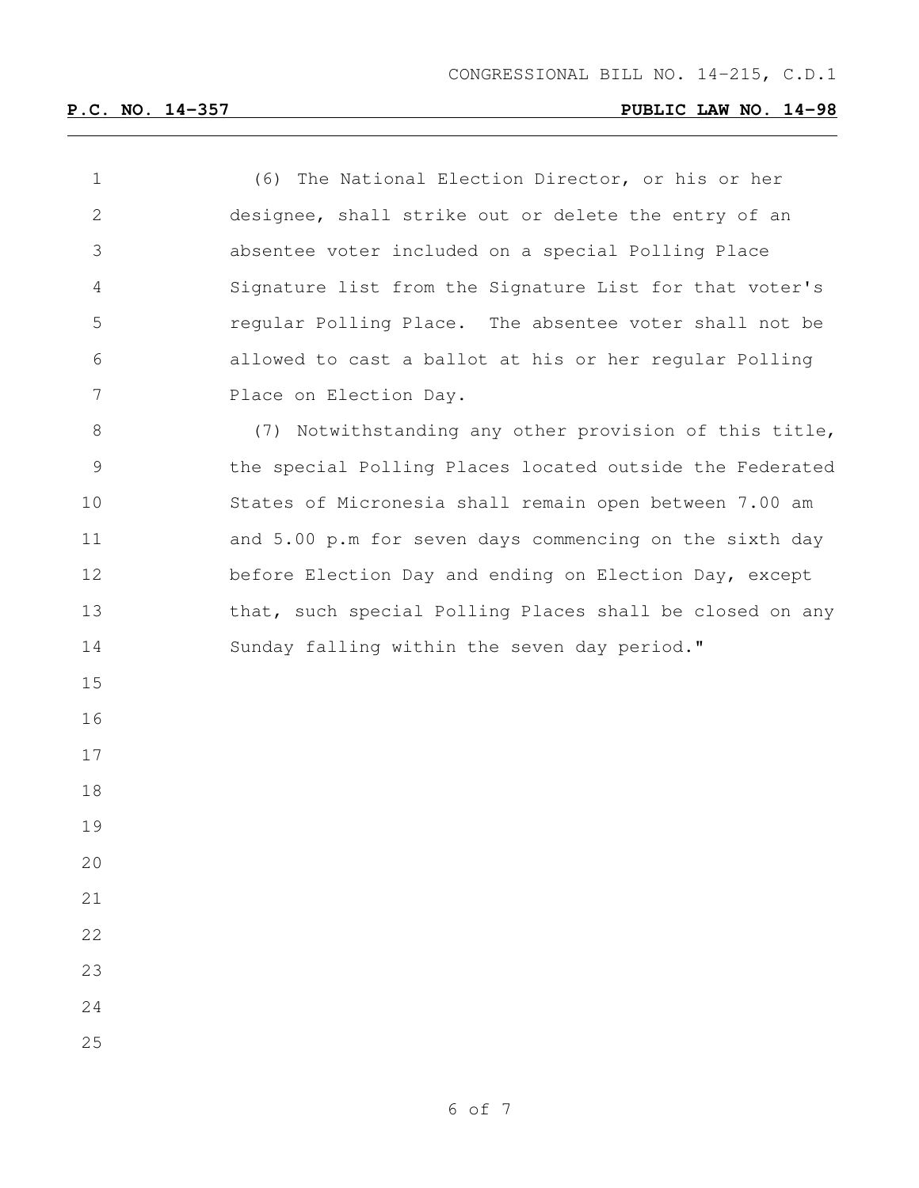(6) The National Election Director, or his or her designee, shall strike out or delete the entry of an absentee voter included on a special Polling Place Signature list from the Signature List for that voter's regular Polling Place. The absentee voter shall not be allowed to cast a ballot at his or her regular Polling Place on Election Day.

(7) Notwithstanding any other provision of this title, the special Polling Places located outside the Federated States of Micronesia shall remain open between 7.00 am and 5.00 p.m for seven days commencing on the sixth day before Election Day and ending on Election Day, except that, such special Polling Places shall be closed on any Sunday falling within the seven day period."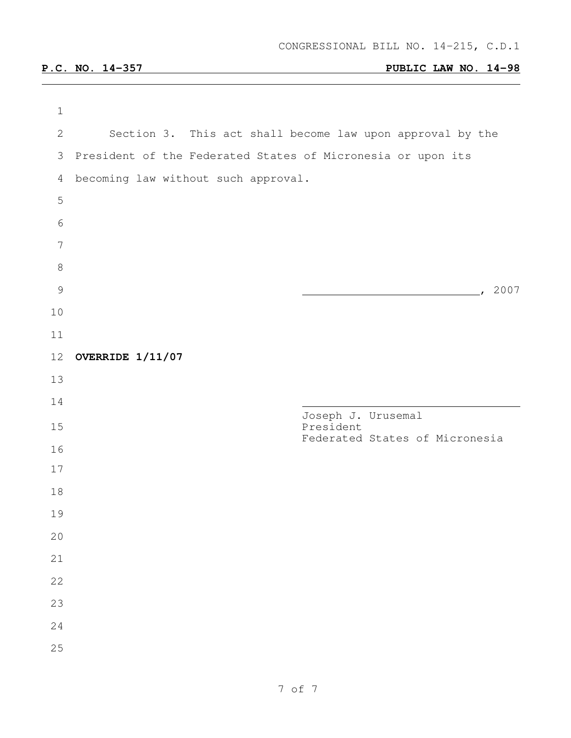CONGRESSIONAL BILL NO. 14-215, C.D.1

**P.C. NO. 14-357** **PUBLIC LAW NO. 14-98**

Section 3. This act shall become law upon approval by the President of the Federated States of Micronesia or upon its becoming law without such approval.

\_\_\_\_\_\_\_\_\_\_\_\_\_\_\_\_\_\_\_\_\_\_\_\_\_\_\_\_, 2007

**OVERRIDE 1/11/07**

\_\_\_\_\_\_\_\_\_\_\_\_\_\_\_\_\_\_\_\_\_\_\_\_\_\_\_\_

Joseph J. Urusemal
President
Federated States of Micronesia